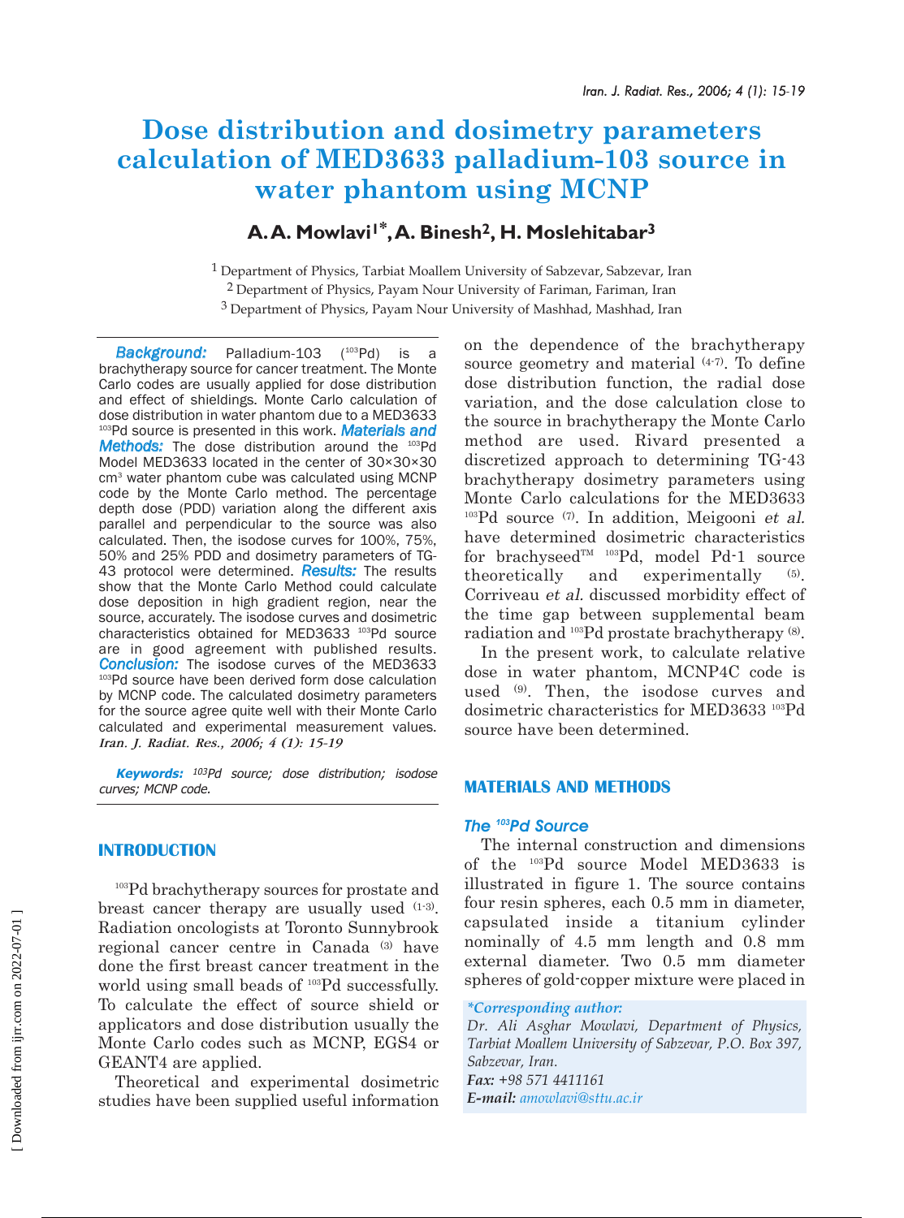# Dose distribution and dosimetry parameters calculation of MED3633 palladium-103 source in water phantom using MCNP

## A. A. Mowlavi[1*], A. Binesh[2], H. Moslehitabar[3]

[1] Department of Physics, Tarbiat Moallem University of Sabzevar, Sabzevar, Iran
[2] Department of Physics, Payam Nour University of Fariman, Fariman, Iran
[3] Department of Physics, Payam Nour University of Mashhad, Mashhad, Iran

***Background:*** Palladium-103 ($^{103}$Pd) is a brachytherapy source for cancer treatment. The Monte Carlo codes are usually applied for dose distribution and effect of shieldings. Monte Carlo calculation of dose distribution in water phantom due to a MED3633 $^{103}$Pd source is presented in this work. ***Materials and Methods:*** The dose distribution around the $^{103}$Pd Model MED3633 located in the center of 30×30×30 cm$^3$ water phantom cube was calculated using MCNP code by the Monte Carlo method. The percentage depth dose (PDD) variation along the different axis parallel and perpendicular to the source was also calculated. Then, the isodose curves for 100%, 75%, 50% and 25% PDD and dosimetry parameters of TG-43 protocol were determined. ***Results:*** The results show that the Monte Carlo Method could calculate dose deposition in high gradient region, near the source, accurately. The isodose curves and dosimetric characteristics obtained for MED3633 $^{103}$Pd source are in good agreement with published results. ***Conclusion:*** The isodose curves of the MED3633 $^{103}$Pd source have been derived form dose calculation by MCNP code. The calculated dosimetry parameters for the source agree quite well with their Monte Carlo calculated and experimental measurement values. ***Iran. J. Radiat. Res., 2006; 4 (1): 15-19***

***Keywords:*** *$^{103}$Pd source; dose distribution; isodose curves; MCNP code.*

## INTRODUCTION

$^{103}$Pd brachytherapy sources for prostate and breast cancer therapy are usually used [1-3]. Radiation oncologists at Toronto Sunnybrook regional cancer centre in Canada [3] have done the first breast cancer treatment in the world using small beads of $^{103}$Pd successfully. To calculate the effect of source shield or applicators and dose distribution usually the Monte Carlo codes such as MCNP, EGS4 or GEANT4 are applied.

Theoretical and experimental dosimetric studies have been supplied useful information on the dependence of the brachytherapy source geometry and material [4-7]. To define dose distribution function, the radial dose variation, and the dose calculation close to the source in brachytherapy the Monte Carlo method are used. Rivard presented a discretized approach to determining TG-43 brachytherapy dosimetry parameters using Monte Carlo calculations for the MED3633 $^{103}$Pd source [7]. In addition, Meigooni *et al.* have determined dosimetric characteristics for brachyseed™ $^{103}$Pd, model Pd-1 source theoretically and experimentally [5]. Corriveau *et al.* discussed morbidity effect of the time gap between supplemental beam radiation and $^{103}$Pd prostate brachytherapy [8].

In the present work, to calculate relative dose in water phantom, MCNP4C code is used [9]. Then, the isodose curves and dosimetric characteristics for MED3633 $^{103}$Pd source have been determined.

## MATERIALS AND METHODS

### *The $^{103}$Pd Source*

The internal construction and dimensions of the $^{103}$Pd source Model MED3633 is illustrated in figure 1. The source contains four resin spheres, each 0.5 mm in diameter, capsulated inside a titanium cylinder nominally of 4.5 mm length and 0.8 mm external diameter. Two 0.5 mm diameter spheres of gold-copper mixture were placed in

***\*Corresponding author:***
*Dr. Ali Asghar Mowlavi, Department of Physics, Tarbiat Moallem University of Sabzevar, P.O. Box 397, Sabzevar, Iran.*
***Fax:*** *+98 571 4411161*
***E-mail:*** *amowlavi@sttu.ac.ir*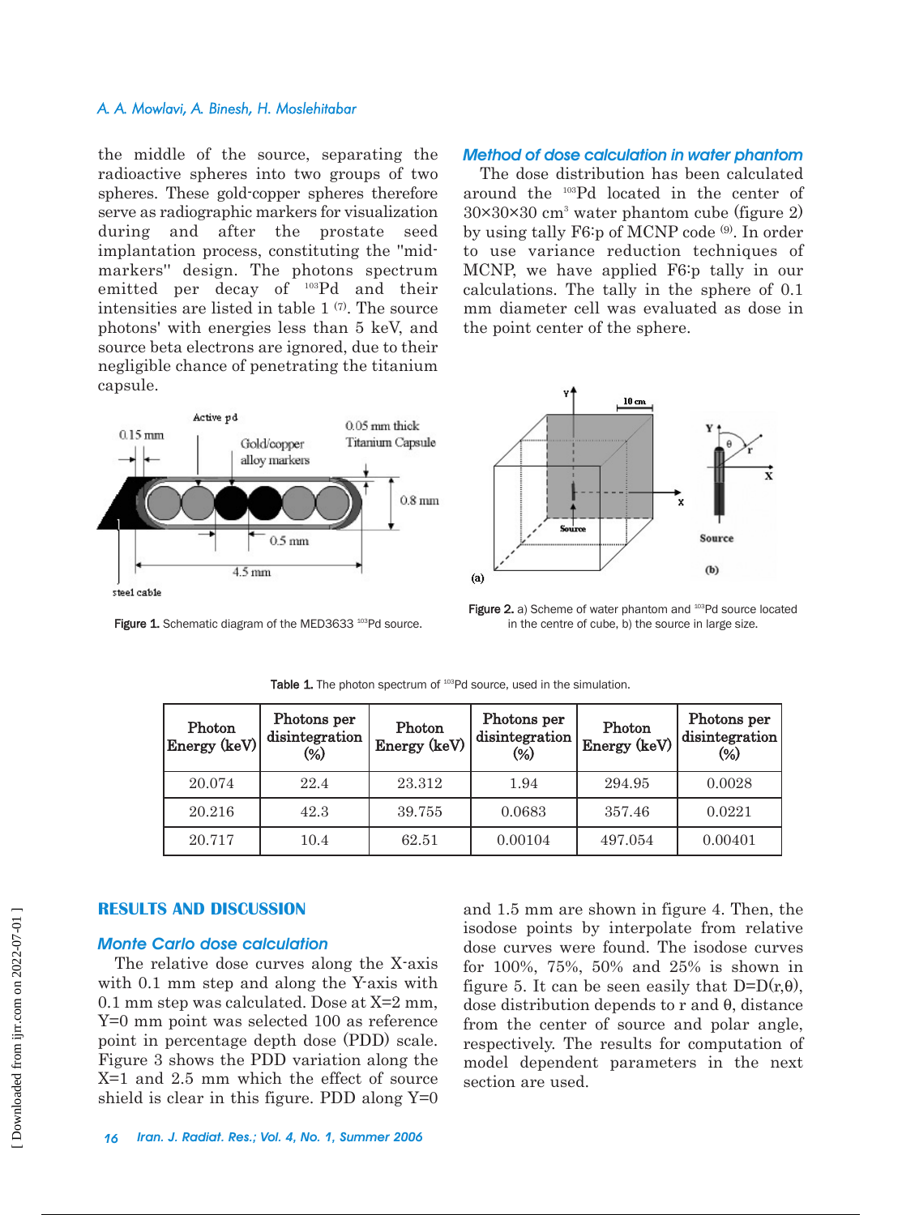the middle of the source, separating the radioactive spheres into two groups of two spheres. These gold-copper spheres therefore serve as radiographic markers for visualization during and after the prostate seed implantation process, constituting the "mid-markers" design. The photons spectrum emitted per decay of $^{103}$Pd and their intensities are listed in table 1 [7]. The source photons' with energies less than 5 keV, and source beta electrons are ignored, due to their negligible chance of penetrating the titanium capsule.

Figure 1. Schematic diagram of the MED3633 $^{103}$Pd source.

### Method of dose calculation in water phantom

The dose distribution has been calculated around the $^{103}$Pd located in the center of 30×30×30 cm$^3$ water phantom cube (figure 2) by using tally F6:p of MCNP code [9]. In order to use variance reduction techniques of MCNP, we have applied F6:p tally in our calculations. The tally in the sphere of 0.1 mm diameter cell was evaluated as dose in the point center of the sphere.

Figure 2. a) Scheme of water phantom and $^{103}$Pd source located in the centre of cube, b) the source in large size.

Table 1. The photon spectrum of $^{103}$Pd source, used in the simulation.

| Photon Energy (keV) | Photons per disintegration (%) | Photon Energy (keV) | Photons per disintegration (%) | Photon Energy (keV) | Photons per disintegration (%) |
|---|---|---|---|---|---|
| 20.074 | 22.4 | 23.312 | 1.94 | 294.95 | 0.0028 |
| 20.216 | 42.3 | 39.755 | 0.0683 | 357.46 | 0.0221 |
| 20.717 | 10.4 | 62.51 | 0.00104 | 497.054 | 0.00401 |

## RESULTS AND DISCUSSION

### Monte Carlo dose calculation

The relative dose curves along the X-axis with 0.1 mm step and along the Y-axis with 0.1 mm step was calculated. Dose at X=2 mm, Y=0 mm point was selected 100 as reference point in percentage depth dose (PDD) scale. Figure 3 shows the PDD variation along the X=1 and 2.5 mm which the effect of source shield is clear in this figure. PDD along Y=0 and 1.5 mm are shown in figure 4. Then, the isodose points by interpolate from relative dose curves were found. The isodose curves for 100%, 75%, 50% and 25% is shown in figure 5. It can be seen easily that D=D(r,θ), dose distribution depends to r and θ, distance from the center of source and polar angle, respectively. The results for computation of model dependent parameters in the next section are used.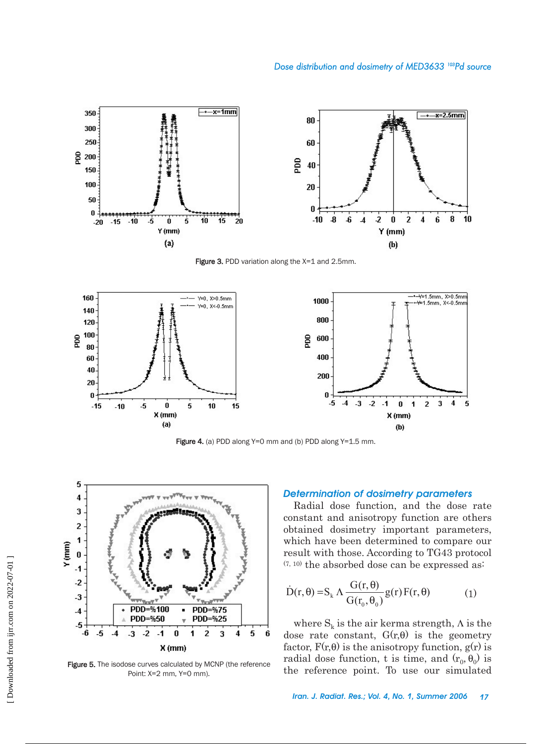Figure 3. PDD variation along the X=1 and 2.5mm.

Figure 4. (a) PDD along Y=0 mm and (b) PDD along Y=1.5 mm.

Figure 5. The isodose curves calculated by MCNP (the reference Point: X=2 mm, Y=0 mm).

### *Determination of dosimetry parameters*

Radial dose function, and the dose rate constant and anisotropy function are others obtained dosimetry important parameters, which have been determined to compare our result with those. According to TG43 protocol [7, 10] the absorbed dose can be expressed as:

$$\dot{D}(r,\theta) = S_k \, \Lambda \frac{G(r,\theta)}{G(r_0,\theta_0)} g(r) F(r,\theta) \qquad (1)$$

where $S_k$ is the air kerma strength, $\Lambda$ is the dose rate constant, $G(r,\theta)$ is the geometry factor, $F(r,\theta)$ is the anisotropy function, $g(r)$ is radial dose function, t is time, and $(r_0, \theta_0)$ is the reference point. To use our simulated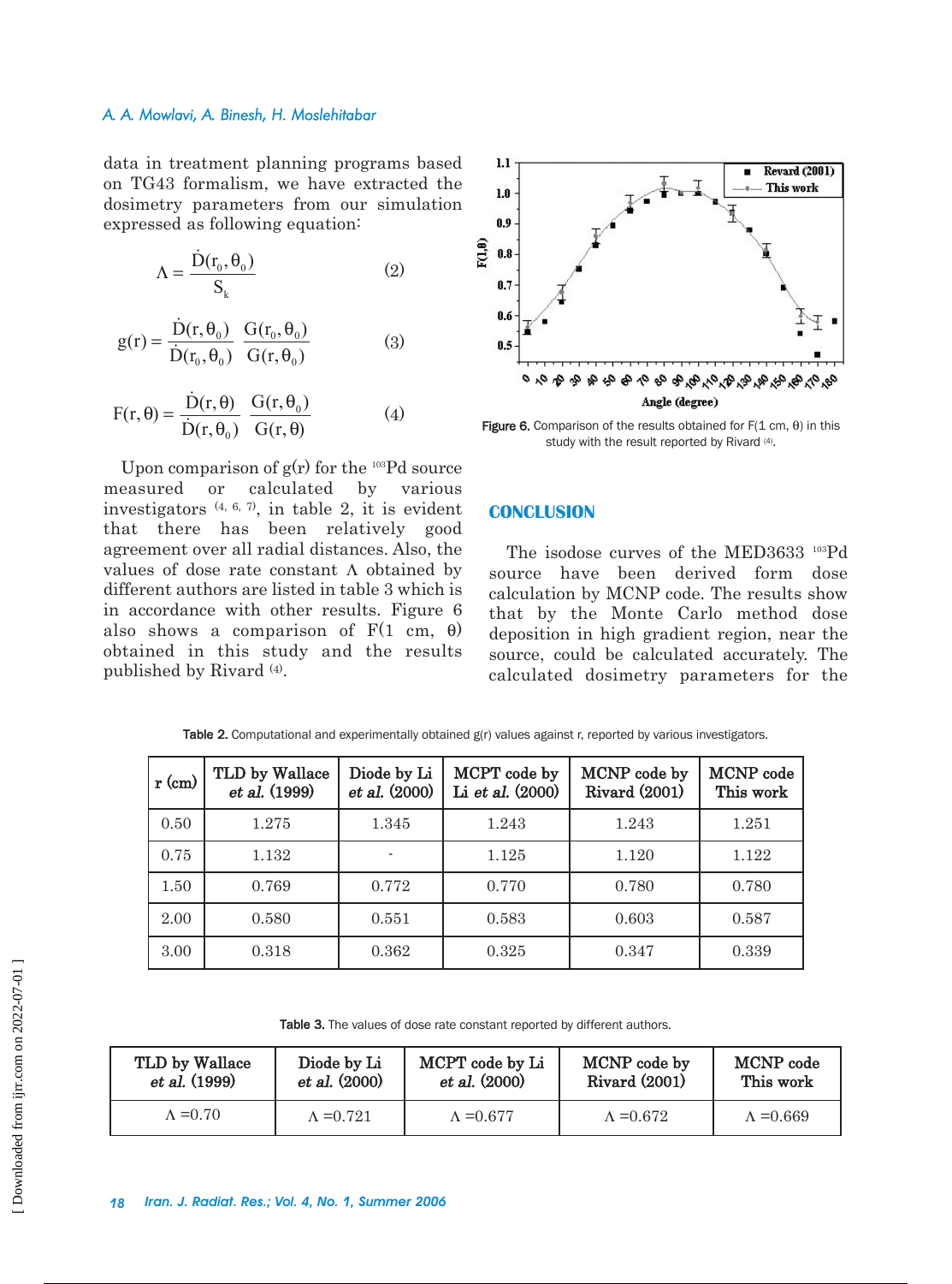data in treatment planning programs based on TG43 formalism, we have extracted the dosimetry parameters from our simulation expressed as following equation:

$$\Lambda = \frac{\dot{D}(r_0,\theta_0)}{S_k} \tag{2}$$

$$g(r) = \frac{\dot{D}(r,\theta_0)}{\dot{D}(r_0,\theta_0)} \frac{G(r_0,\theta_0)}{G(r,\theta_0)} \tag{3}$$

$$F(r,\theta) = \frac{\dot{D}(r,\theta)}{\dot{D}(r,\theta_0)} \frac{G(r,\theta_0)}{G(r,\theta)} \tag{4}$$

Upon comparison of g(r) for the $^{103}$Pd source measured or calculated by various investigators [4, 6, 7], in table 2, it is evident that there has been relatively good agreement over all radial distances. Also, the values of dose rate constant Λ obtained by different authors are listed in table 3 which is in accordance with other results. Figure 6 also shows a comparison of F(1 cm, θ) obtained in this study and the results published by Rivard [4].

Figure 6. Comparison of the results obtained for F(1 cm, θ) in this study with the result reported by Rivard [4].

## CONCLUSION

The isodose curves of the MED3633 $^{103}$Pd source have been derived form dose calculation by MCNP code. The results show that by the Monte Carlo method dose deposition in high gradient region, near the source, could be calculated accurately. The calculated dosimetry parameters for the

Table 2. Computational and experimentally obtained g(r) values against r, reported by various investigators.

| r (cm) | TLD by Wallace *et al.* (1999) | Diode by Li *et al.* (2000) | MCPT code by Li *et al.* (2000) | MCNP code by Rivard (2001) | MCNP code This work |
|---|---|---|---|---|---|
| 0.50 | 1.275 | 1.345 | 1.243 | 1.243 | 1.251 |
| 0.75 | 1.132 | - | 1.125 | 1.120 | 1.122 |
| 1.50 | 0.769 | 0.772 | 0.770 | 0.780 | 0.780 |
| 2.00 | 0.580 | 0.551 | 0.583 | 0.603 | 0.587 |
| 3.00 | 0.318 | 0.362 | 0.325 | 0.347 | 0.339 |

Table 3. The values of dose rate constant reported by different authors.

| TLD by Wallace *et al.* (1999) | Diode by Li *et al.* (2000) | MCPT code by Li *et al.* (2000) | MCNP code by Rivard (2001) | MCNP code This work |
|---|---|---|---|---|
| Λ =0.70 | Λ =0.721 | Λ =0.677 | Λ =0.672 | Λ =0.669 |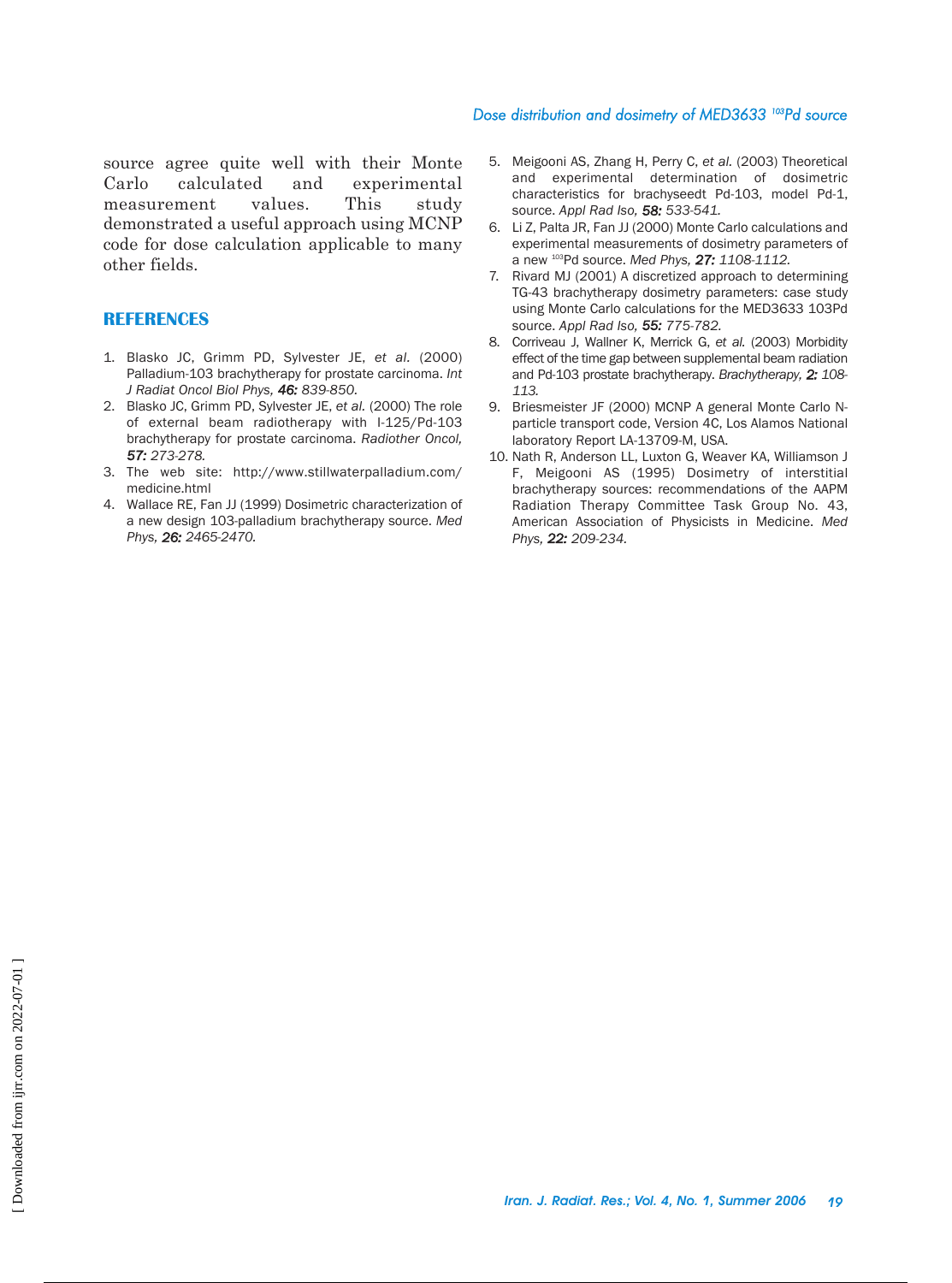source agree quite well with their Monte Carlo calculated and experimental measurement values. This study demonstrated a useful approach using MCNP code for dose calculation applicable to many other fields.

## REFERENCES

1. Blasko JC, Grimm PD, Sylvester JE, *et al*. (2000) Palladium-103 brachytherapy for prostate carcinoma. *Int J Radiat Oncol Biol Phys,* ***46:*** *839-850.*
2. Blasko JC, Grimm PD, Sylvester JE, *et al.* (2000) The role of external beam radiotherapy with I-125/Pd-103 brachytherapy for prostate carcinoma. *Radiother Oncol,* ***57:*** *273-278.*
3. The web site: http://www.stillwaterpalladium.com/medicine.html
4. Wallace RE, Fan JJ (1999) Dosimetric characterization of a new design 103-palladium brachytherapy source. *Med Phys,* ***26:*** *2465-2470.*
5. Meigooni AS, Zhang H, Perry C, *et al.* (2003) Theoretical and experimental determination of dosimetric characteristics for brachyseedt Pd-103, model Pd-1, source. *Appl Rad Iso,* ***58:*** *533-541.*
6. Li Z, Palta JR, Fan JJ (2000) Monte Carlo calculations and experimental measurements of dosimetry parameters of a new $^{103}$Pd source. *Med Phys,* ***27:*** *1108-1112.*
7. Rivard MJ (2001) A discretized approach to determining TG-43 brachytherapy dosimetry parameters: case study using Monte Carlo calculations for the MED3633 103Pd source. *Appl Rad Iso,* ***55:*** *775-782.*
8. Corriveau J, Wallner K, Merrick G, *et al.* (2003) Morbidity effect of the time gap between supplemental beam radiation and Pd-103 prostate brachytherapy. *Brachytherapy,* ***2:*** *108-113.*
9. Briesmeister JF (2000) MCNP A general Monte Carlo N-particle transport code, Version 4C, Los Alamos National laboratory Report LA-13709-M, USA.
10. Nath R, Anderson LL, Luxton G, Weaver KA, Williamson J F, Meigooni AS (1995) Dosimetry of interstitial brachytherapy sources: recommendations of the AAPM Radiation Therapy Committee Task Group No. 43, American Association of Physicists in Medicine. *Med Phys,* ***22:*** *209-234.*